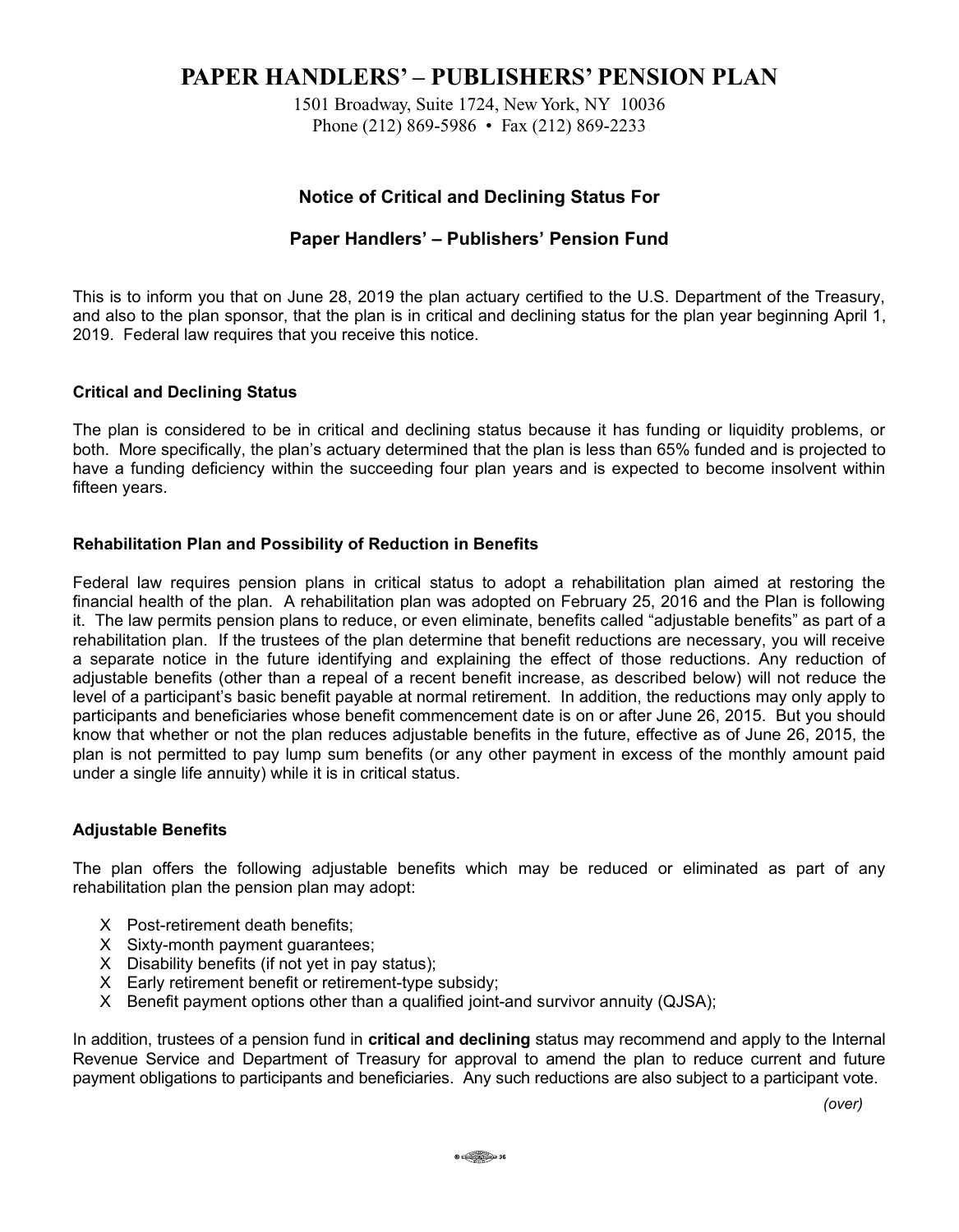# PAPER HANDLERS' – PUBLISHERS' PENSION PLAN

1501 Broadway, Suite 1724, New York, NY 10036
Phone (212) 869-5986 • Fax (212) 869-2233

## Notice of Critical and Declining Status For

## Paper Handlers' – Publishers' Pension Fund

This is to inform you that on June 28, 2019 the plan actuary certified to the U.S. Department of the Treasury, and also to the plan sponsor, that the plan is in critical and declining status for the plan year beginning April 1, 2019. Federal law requires that you receive this notice.

### Critical and Declining Status

The plan is considered to be in critical and declining status because it has funding or liquidity problems, or both. More specifically, the plan's actuary determined that the plan is less than 65% funded and is projected to have a funding deficiency within the succeeding four plan years and is expected to become insolvent within fifteen years.

### Rehabilitation Plan and Possibility of Reduction in Benefits

Federal law requires pension plans in critical status to adopt a rehabilitation plan aimed at restoring the financial health of the plan. A rehabilitation plan was adopted on February 25, 2016 and the Plan is following it. The law permits pension plans to reduce, or even eliminate, benefits called "adjustable benefits" as part of a rehabilitation plan. If the trustees of the plan determine that benefit reductions are necessary, you will receive a separate notice in the future identifying and explaining the effect of those reductions. Any reduction of adjustable benefits (other than a repeal of a recent benefit increase, as described below) will not reduce the level of a participant's basic benefit payable at normal retirement. In addition, the reductions may only apply to participants and beneficiaries whose benefit commencement date is on or after June 26, 2015. But you should know that whether or not the plan reduces adjustable benefits in the future, effective as of June 26, 2015, the plan is not permitted to pay lump sum benefits (or any other payment in excess of the monthly amount paid under a single life annuity) while it is in critical status.

### Adjustable Benefits

The plan offers the following adjustable benefits which may be reduced or eliminated as part of any rehabilitation plan the pension plan may adopt:

- X Post-retirement death benefits;
- X Sixty-month payment guarantees;
- X Disability benefits (if not yet in pay status);
- X Early retirement benefit or retirement-type subsidy;
- X Benefit payment options other than a qualified joint-and survivor annuity (QJSA);

In addition, trustees of a pension fund in **critical and declining** status may recommend and apply to the Internal Revenue Service and Department of Treasury for approval to amend the plan to reduce current and future payment obligations to participants and beneficiaries. Any such reductions are also subject to a participant vote.

*(over)*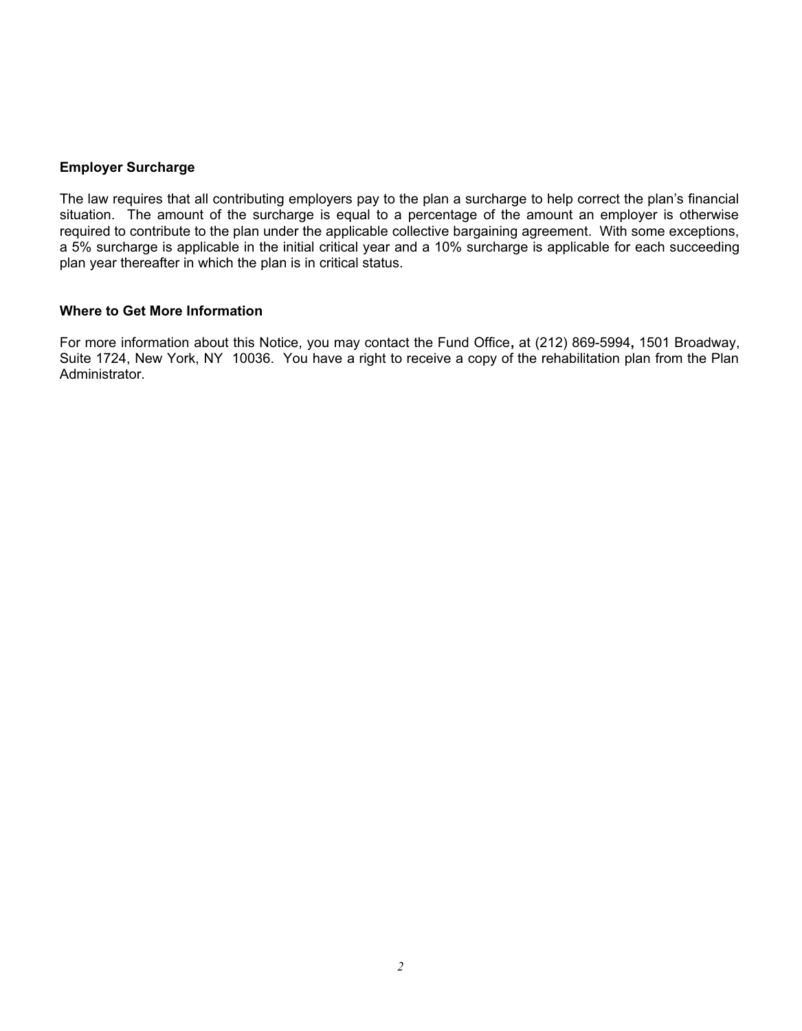### Employer Surcharge

The law requires that all contributing employers pay to the plan a surcharge to help correct the plan's financial situation. The amount of the surcharge is equal to a percentage of the amount an employer is otherwise required to contribute to the plan under the applicable collective bargaining agreement. With some exceptions, a 5% surcharge is applicable in the initial critical year and a 10% surcharge is applicable for each succeeding plan year thereafter in which the plan is in critical status.

### Where to Get More Information

For more information about this Notice, you may contact the Fund Office**,** at (212) 869-5994**,** 1501 Broadway, Suite 1724, New York, NY 10036. You have a right to receive a copy of the rehabilitation plan from the Plan Administrator.